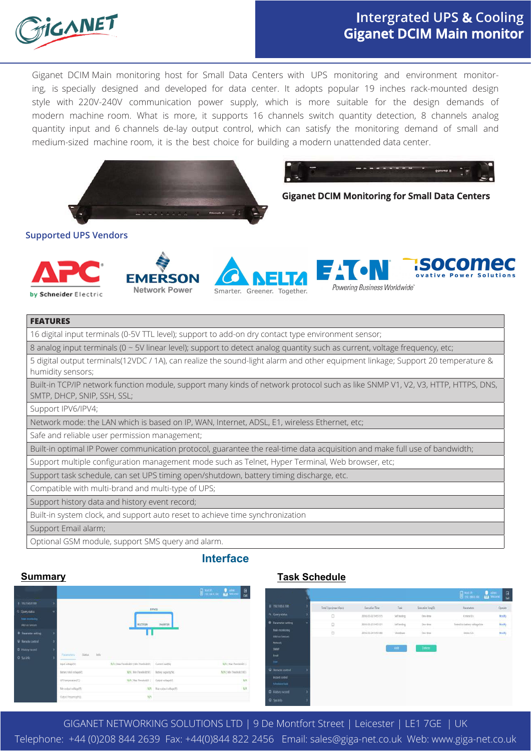# Intergrated UPS & Cooling
# Giganet DCIM Main monitor

Giganet DCIM Main monitoring host for Small Data Centers with UPS monitoring and environment monitoring, is specially designed and developed for data center. It adopts popular 19 inches rack-mounted design style with 220V-240V communication power supply, which is more suitable for the design demands of modern machine room. What is more, it supports 16 channels switch quantity detection, 8 channels analog quantity input and 6 channels de-lay output control, which can satisfy the monitoring demand of small and medium-sized machine room, it is the best choice for building a modern unattended data center.

**Giganet DCIM Monitoring for Small Data Centers**

## Supported UPS Vendors

APC by Schneider Electric | EMERSON Network Power | DELTA Smarter. Greener. Together. | EATON Powering Business Worldwide | socomec Innovative Power Solutions

| FEATURES |
| --- |
| 16 digital input terminals (0-5V TTL level); support to add-on dry contact type environment sensor; |
| 8 analog input terminals (0 ~ 5V linear level); support to detect analog quantity such as current, voltage frequency, etc; |
| 5 digital output terminals(12VDC / 1A), can realize the sound-light alarm and other equipment linkage; Support 20 temperature & humidity sensors; |
| Built-in TCP/IP network function module, support many kinds of network protocol such as like SNMP V1, V2, V3, HTTP, HTTPS, DNS, SMTP, DHCP, SNIP, SSH, SSL; |
| Support IPV6/IPV4; |
| Network mode: the LAN which is based on IP, WAN, Internet, ADSL, E1, wireless Ethernet, etc; |
| Safe and reliable user permission management; |
| Built-in optimal IP Power communication protocol, guarantee the real-time data acquisition and make full use of bandwidth; |
| Support multiple configuration management mode such as Telnet, Hyper Terminal, Web browser, etc; |
| Support task schedule, can set UPS timing open/shutdown, battery timing discharge, etc. |
| Compatible with multi-brand and multi-type of UPS; |
| Support history data and history event record; |
| Built-in system clock, and support auto reset to achieve time synchronization |
| Support Email alarm; |
| Optional GSM module, support SMS query and alarm. |

## Interface

**Summary**

**Task Schedule**

GIGANET NETWORKING SOLUTIONS LTD | 9 De Montfort Street | Leicester | LE1 7GE | UK
Telephone: +44 (0)208 844 2639 Fax: +44(0)844 822 2456 Email: sales@giga-net.co.uk Web: www.giga-net.co.uk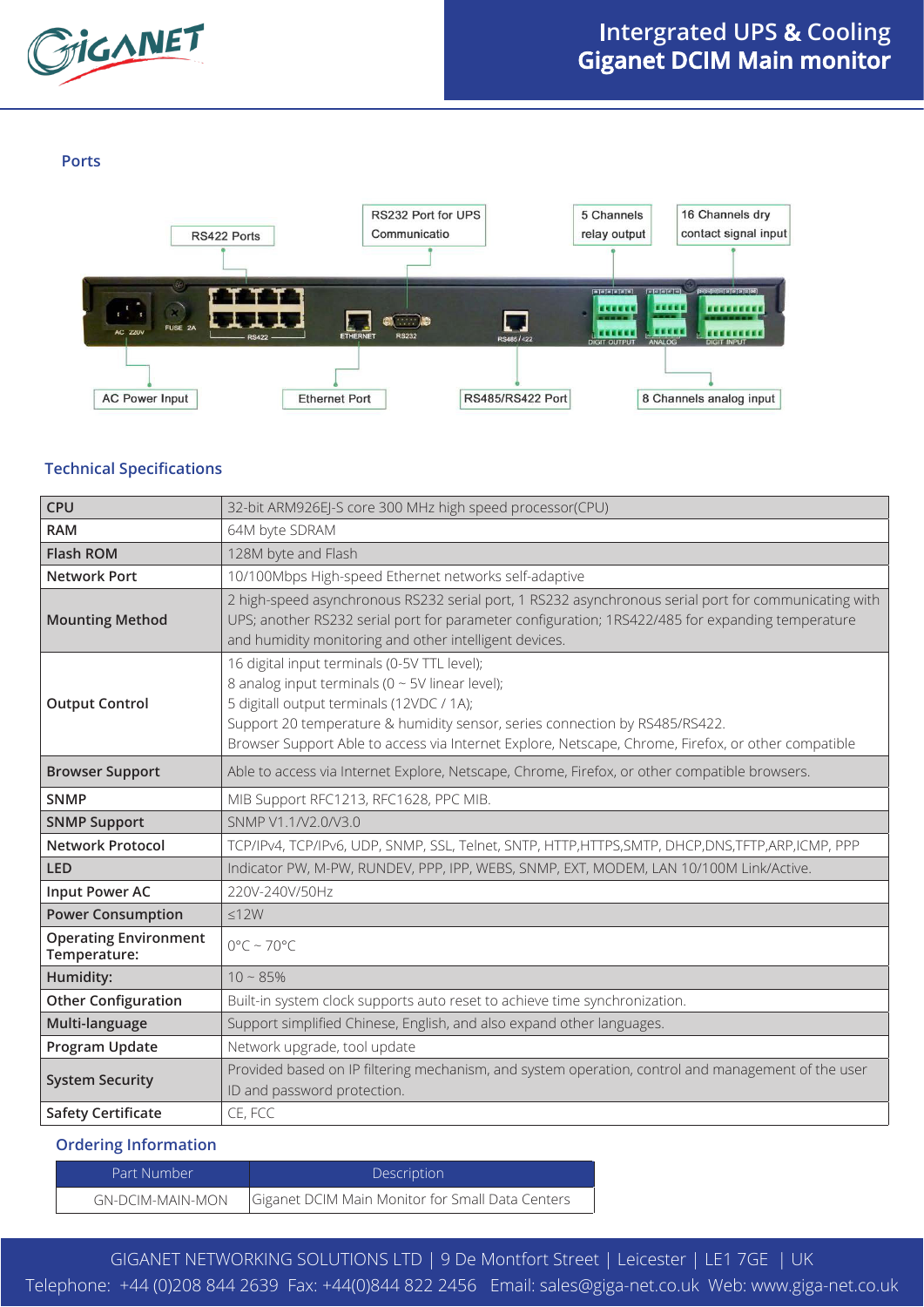## Ports

RS422 Ports

RS232 Port for UPS Communicatio

5 Channels relay output

16 Channels dry contact signal input

AC Power Input

Ethernet Port

RS485/RS422 Port

8 Channels analog input

## Technical Specifications

| | |
|---|---|
| **CPU** | 32-bit ARM926EJ-S core 300 MHz high speed processor(CPU) |
| **RAM** | 64M byte SDRAM |
| **Flash ROM** | 128M byte and Flash |
| **Network Port** | 10/100Mbps High-speed Ethernet networks self-adaptive |
| **Mounting Method** | 2 high-speed asynchronous RS232 serial port, 1 RS232 asynchronous serial port for communicating with UPS; another RS232 serial port for parameter configuration; 1RS422/485 for expanding temperature and humidity monitoring and other intelligent devices. |
| **Output Control** | 16 digital input terminals (0-5V TTL level);<br>8 analog input terminals (0 ~ 5V linear level);<br>5 digitall output terminals (12VDC / 1A);<br>Support 20 temperature & humidity sensor, series connection by RS485/RS422.<br>Browser Support Able to access via Internet Explore, Netscape, Chrome, Firefox, or other compatible |
| **Browser Support** | Able to access via Internet Explore, Netscape, Chrome, Firefox, or other compatible browsers. |
| **SNMP** | MIB Support RFC1213, RFC1628, PPC MIB. |
| **SNMP Support** | SNMP V1.1/V2.0/V3.0 |
| **Network Protocol** | TCP/IPv4, TCP/IPv6, UDP, SNMP, SSL, Telnet, SNTP, HTTP,HTTPS,SMTP, DHCP,DNS,TFTP,ARP,ICMP, PPP |
| **LED** | Indicator PW, M-PW, RUNDEV, PPP, IPP, WEBS, SNMP, EXT, MODEM, LAN 10/100M Link/Active. |
| **Input Power AC** | 220V-240V/50Hz |
| **Power Consumption** | ≤12W |
| **Operating Environment Temperature:** | 0°C ~ 70°C |
| **Humidity:** | 10 ~ 85% |
| **Other Configuration** | Built-in system clock supports auto reset to achieve time synchronization. |
| **Multi-language** | Support simplified Chinese, English, and also expand other languages. |
| **Program Update** | Network upgrade, tool update |
| **System Security** | Provided based on IP filtering mechanism, and system operation, control and management of the user ID and password protection. |
| **Safety Certificate** | CE, FCC |

## Ordering Information

| Part Number | Description |
|---|---|
| GN-DCIM-MAIN-MON | Giganet DCIM Main Monitor for Small Data Centers |

GIGANET NETWORKING SOLUTIONS LTD | 9 De Montfort Street | Leicester | LE1 7GE | UK

Telephone: +44 (0)208 844 2639 Fax: +44(0)844 822 2456 Email: sales@giga-net.co.uk Web: www.giga-net.co.uk